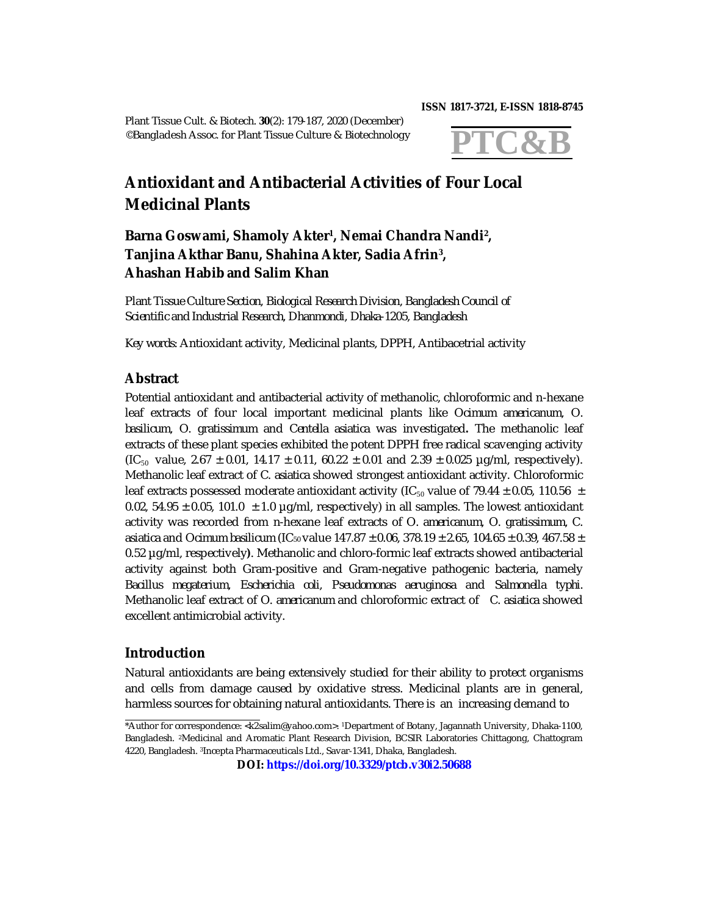Plant Tissue Cult. & Biotech. **30**(2): 179-187, 2020 (December)
©Bangladesh Assoc. for Plant Tissue Culture & Biotechnology

ISSN 1817-3721, E-ISSN 1818-8745

**PTC&B**

# Antioxidant and Antibacterial Activities of Four Local Medicinal Plants

**Barna Goswami, Shamoly Akter[1], Nemai Chandra Nandi[2], Tanjina Akthar Banu, Shahina Akter, Sadia Afrin[3], Ahashan Habib and Salim Khan**

*Plant Tissue Culture Section, Biological Research Division, Bangladesh Council of Scientific and Industrial Research, Dhanmondi, Dhaka-1205, Bangladesh*

*Key words:* Antioxidant activity, Medicinal plants, DPPH, Antibacetrial activity

## Abstract

Potential antioxidant and antibacterial activity of methanolic, chloroformic and n-hexane leaf extracts of four local important medicinal plants like *Ocimum americanum, O. basilicum, O. gratissimum* and *Centella asiatica* was investigated**.** The methanolic leaf extracts of these plant species exhibited the potent DPPH free radical scavenging activity ($IC_{50}$ value, 2.67 ± 0.01, 14.17 ± 0.11, 60.22 ± 0.01 and 2.39 ± 0.025 µg/ml, respectively). Methanolic leaf extract of *C. asiatica* showed strongest antioxidant activity. Chloroformic leaf extracts possessed moderate antioxidant activity ($IC_{50}$ value of 79.44 ± 0.05, 110.56 ± 0.02, 54.95 ± 0.05, 101.0 ± 1.0 µg/ml, respectively) in all samples. The lowest antioxidant activity was recorded from n-hexane leaf extracts of *O. americanum, O. gratissimum, C. asiatica* and *Ocimum basilicum* ($IC_{50}$ value 147.87 ± 0.06, 378.19 ± 2.65, 104.65 ± 0.39, 467.58 ± 0.52 µg/ml, respectively). Methanolic and chloro-formic leaf extracts showed antibacterial activity against both Gram-positive and Gram-negative pathogenic bacteria, namely *Bacillus megaterium, Escherichia coli, Pseudomonas aeruginosa* and *Salmonella typhi*. Methanolic leaf extract of *O. americanum* and chloroformic extract of *C. asiatica* showed excellent antimicrobial activity.

## Introduction

Natural antioxidants are being extensively studied for their ability to protect organisms and cells from damage caused by oxidative stress. Medicinal plants are in general, harmless sources for obtaining natural antioxidants. There is an increasing demand to

---

*Author for correspondence: <k2salim@yahoo.com>. [1]Department of Botany, Jagannath University, Dhaka-1100, Bangladesh. [2]Medicinal and Aromatic Plant Research Division, BCSIR Laboratories Chittagong, Chattogram 4220, Bangladesh. [3]Incepta Pharmaceuticals Ltd., Savar-1341, Dhaka, Bangladesh.

**DOI: https://doi.org/10.3329/ptcb.v30i2.50688**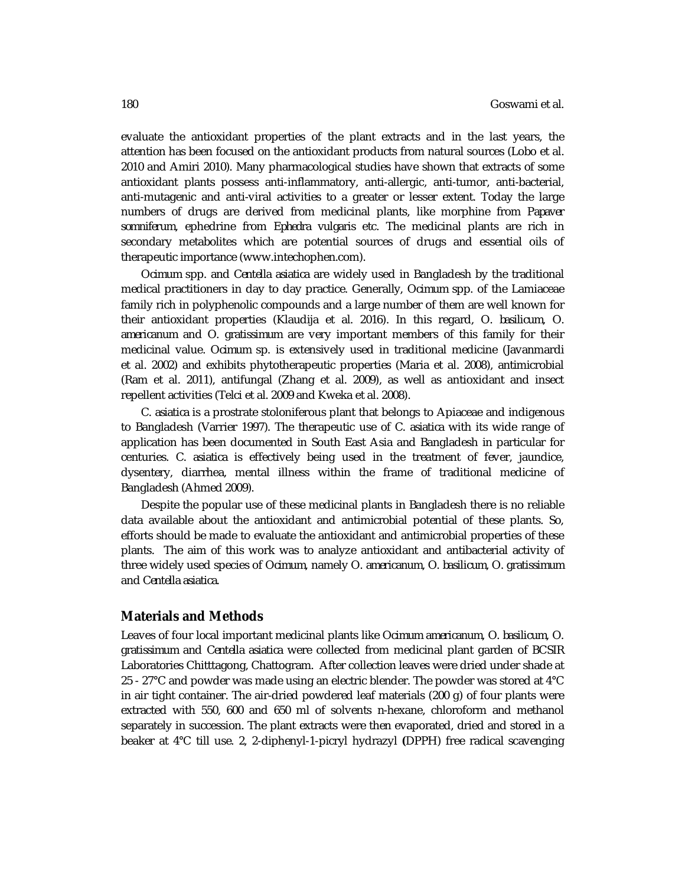evaluate the antioxidant properties of the plant extracts and in the last years, the attention has been focused on the antioxidant products from natural sources (Lobo et al. 2010 and Amiri 2010). Many pharmacological studies have shown that extracts of some antioxidant plants possess anti-inflammatory, anti-allergic, anti-tumor, anti-bacterial, anti-mutagenic and anti-viral activities to a greater or lesser extent. Today the large numbers of drugs are derived from medicinal plants, like morphine from *Papaver somniferum*, ephedrine from *Ephedra vulgaris* etc. The medicinal plants are rich in secondary metabolites which are potential sources of drugs and essential oils of therapeutic importance (www.intechophen.com).

*Ocimum* spp. and *Centella asiatica* are widely used in Bangladesh by the traditional medical practitioners in day to day practice. Generally, *Ocimum* spp. of the Lamiaceae family rich in polyphenolic compounds and a large number of them are well known for their antioxidant properties (Klaudija et al. 2016). In this regard, *O. basilicum*, *O. americanum* and *O. gratissimum* are very important members of this family for their medicinal value. *Ocimum* sp. is extensively used in traditional medicine (Javanmardi et al. 2002) and exhibits phytotherapeutic properties (Maria et al. 2008), antimicrobial (Ram et al. 2011), antifungal (Zhang et al. 2009), as well as antioxidant and insect repellent activities (Telci et al. 2009 and Kweka et al. 2008).

*C. asiatica* is a prostrate stoloniferous plant that belongs to Apiaceae and indigenous to Bangladesh (Varrier 1997). The therapeutic use of *C. asiatica* with its wide range of application has been documented in South East Asia and Bangladesh in particular for centuries. *C. asiatica* is effectively being used in the treatment of fever, jaundice, dysentery, diarrhea, mental illness within the frame of traditional medicine of Bangladesh (Ahmed 2009).

Despite the popular use of these medicinal plants in Bangladesh there is no reliable data available about the antioxidant and antimicrobial potential of these plants. So, efforts should be made to evaluate the antioxidant and antimicrobial properties of these plants. The aim of this work was to analyze antioxidant and antibacterial activity of three widely used species of *Ocimum*, namely *O. americanum*, *O. basilicum*, *O. gratissimum* and *Centella asiatica*.

## Materials and Methods

Leaves of four local important medicinal plants like *Ocimum americanum*, *O. basilicum*, *O. gratissimum* and *Centella asiatica* were collected from medicinal plant garden of BCSIR Laboratories Chitttagong, Chattogram. After collection leaves were dried under shade at 25 - 27°C and powder was made using an electric blender. The powder was stored at 4°C in air tight container. The air-dried powdered leaf materials (200 g) of four plants were extracted with 550, 600 and 650 ml of solvents n-hexane, chloroform and methanol separately in succession. The plant extracts were then evaporated, dried and stored in a beaker at 4°C till use. 2, 2-diphenyl-1-picryl hydrazyl **(**DPPH) free radical scavenging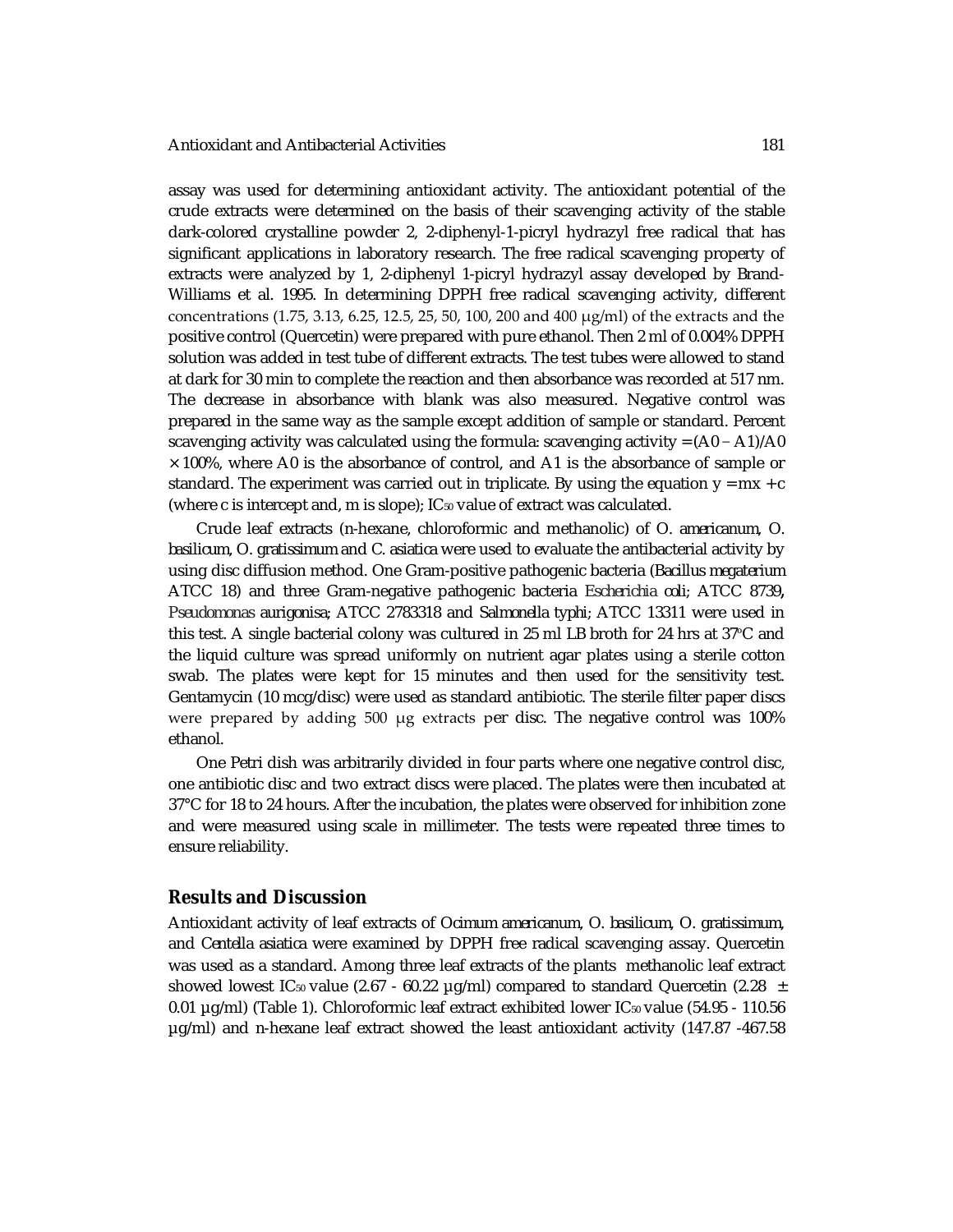assay was used for determining antioxidant activity. The antioxidant potential of the crude extracts were determined on the basis of their scavenging activity of the stable dark-colored crystalline powder 2, 2-diphenyl-1-picryl hydrazyl free radical that has significant applications in laboratory research. The free radical scavenging property of extracts were analyzed by 1, 2-diphenyl 1-picryl hydrazyl assay developed by Brand-Williams et al. 1995. In determining DPPH free radical scavenging activity, different concentrations (1.75, 3.13, 6.25, 12.5, 25, 50, 100, 200 and 400 μg/ml) of the extracts and the positive control (Quercetin) were prepared with pure ethanol. Then 2 ml of 0.004% DPPH solution was added in test tube of different extracts. The test tubes were allowed to stand at dark for 30 min to complete the reaction and then absorbance was recorded at 517 nm. The decrease in absorbance with blank was also measured. Negative control was prepared in the same way as the sample except addition of sample or standard. Percent scavenging activity was calculated using the formula: scavenging activity = $(A0 - A1)/A0 \times 100\%$, where A0 is the absorbance of control, and A1 is the absorbance of sample or standard. The experiment was carried out in triplicate. By using the equation $y = mx + c$ (where c is intercept and, m is slope); $IC_{50}$ value of extract was calculated.

Crude leaf extracts (n-hexane, chloroformic and methanolic) of *O. americanum*, *O. basilicum*, *O. gratissimum* and *C. asiatica* were used to evaluate the antibacterial activity by using disc diffusion method. One Gram-positive pathogenic bacteria (*Bacillus megaterium* ATCC 18) and three Gram-negative pathogenic bacteria *Escherichia coli*; ATCC 8739, *Pseudomonas aurigonisa*; ATCC 2783318 and *Salmonella typhi*; ATCC 13311 were used in this test. A single bacterial colony was cultured in 25 ml LB broth for 24 hrs at 37°C and the liquid culture was spread uniformly on nutrient agar plates using a sterile cotton swab. The plates were kept for 15 minutes and then used for the sensitivity test. Gentamycin (10 mcg/disc) were used as standard antibiotic. The sterile filter paper discs were prepared by adding 500 μg extracts per disc. The negative control was 100% ethanol.

One Petri dish was arbitrarily divided in four parts where one negative control disc, one antibiotic disc and two extract discs were placed. The plates were then incubated at 37°C for 18 to 24 hours. After the incubation, the plates were observed for inhibition zone and were measured using scale in millimeter. The tests were repeated three times to ensure reliability.

## Results and Discussion

Antioxidant activity of leaf extracts of *Ocimum americanum*, *O. basilicum*, *O. gratissimum*, and *Centella asiatica* were examined by DPPH free radical scavenging assay. Quercetin was used as a standard. Among three leaf extracts of the plants methanolic leaf extract showed lowest $IC_{50}$ value (2.67 - 60.22 µg/ml) compared to standard Quercetin (2.28 ± 0.01 µg/ml) (Table 1). Chloroformic leaf extract exhibited lower $IC_{50}$ value (54.95 - 110.56 µg/ml) and n-hexane leaf extract showed the least antioxidant activity (147.87 -467.58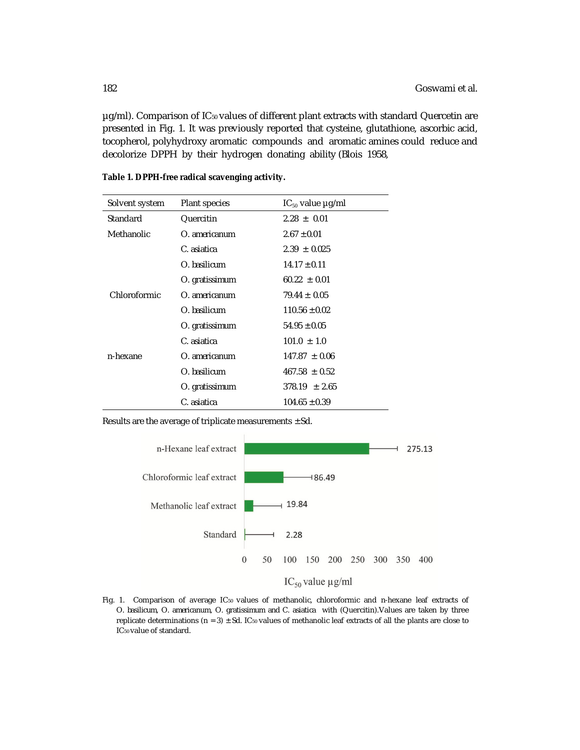μg/ml). Comparison of $IC_{50}$ values of different plant extracts with standard Quercetin are presented in Fig. 1. It was previously reported that cysteine, glutathione, ascorbic acid, tocopherol, polyhydroxy aromatic compounds and aromatic amines could reduce and decolorize DPPH by their hydrogen donating ability (Blois 1958,

**Table 1. DPPH-free radical scavenging activity.**

| Solvent system | Plant species | $IC_{50}$ value μg/ml |
|---|---|---|
| Standard | Quercitin | 2.28 ± 0.01 |
| Methanolic | *O. americanum* | 2.67 ±0.01 |
| | *C. asiatica* | 2.39 ± 0.025 |
| | *O. basilicum* | 14.17 ±0.11 |
| | *O. gratissimum* | 60.22 ± 0.01 |
| Chloroformic | *O. americanum* | 79.44 ± 0.05 |
| | *O. basilicum* | 110.56 ±0.02 |
| | *O. gratissimum* | 54.95 ±0.05 |
| | *C. asiatica* | 101.0 ± 1.0 |
| n-hexane | *O. americanum* | 147.87 ± 0.06 |
| | *O. basilicum* | 467.58 ± 0.52 |
| | *O. gratissimum* | 378.19 ± 2.65 |
| | *C. asiatica* | 104.65 ±0.39 |

Results are the average of triplicate measurements ±Sd.

n-Hexane leaf extract
275.13
Chloroformic leaf extract
86.49
Methanolic leaf extract
19.84
Standard
2.28
0 50 100 150 200 250 300 350 400
$IC_{50}$ value μg/ml

Fig. 1. Comparison of average $IC_{50}$ values of methanolic, chloroformic and n-hexane leaf extracts of *O. basilicum*, *O. americanum*, *O. gratissimum* and *C. asiatica* with (Quercitin).Values are taken by three replicate determinations (n = 3) ± Sd. $IC_{50}$ values of methanolic leaf extracts of all the plants are close to $IC_{50}$ value of standard.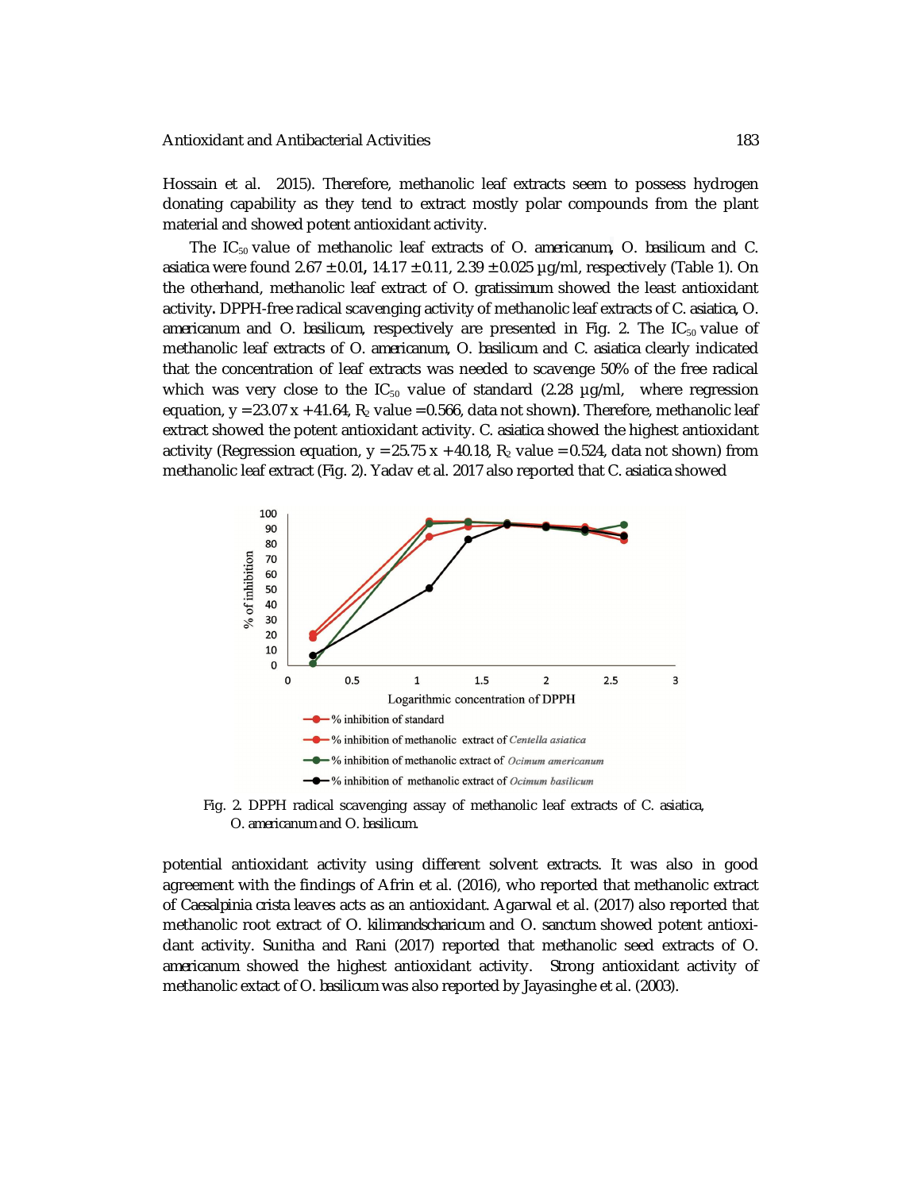Hossain et al. 2015). Therefore, methanolic leaf extracts seem to possess hydrogen donating capability as they tend to extract mostly polar compounds from the plant material and showed potent antioxidant activity.

The $IC_{50}$ value of methanolic leaf extracts of *O. americanum*, *O. basilicum* and *C. asiatica* were found $2.67 \pm 0.01$, $14.17 \pm 0.11$, $2.39 \pm 0.025$ µg/ml, respectively (Table 1). On the otherhand, methanolic leaf extract of *O. gratissimum* showed the least antioxidant activity. DPPH-free radical scavenging activity of methanolic leaf extracts of *C. asiatica*, *O. americanum* and *O. basilicum*, respectively are presented in Fig. 2. The $IC_{50}$ value of methanolic leaf extracts of *O. americanum*, *O. basilicum* and *C. asiatica* clearly indicated that the concentration of leaf extracts was needed to scavenge 50% of the free radical which was very close to the $IC_{50}$ value of standard (2.28 µg/ml, where regression equation, $y = 23.07x + 41.64$, $R_2$ value = 0.566, data not shown). Therefore, methanolic leaf extract showed the potent antioxidant activity. *C. asiatica* showed the highest antioxidant activity (Regression equation, $y = 25.75x + 40.18$, $R_2$ value = 0.524, data not shown) from methanolic leaf extract (Fig. 2). Yadav et al. 2017 also reported that *C. asiatica* showed

100
90
80
70
60
50
40
30
20
10
0

% of inhibition

0 0.5 1 1.5 2 2.5 3

Logarithmic concentration of DPPH

% inhibition of standard
% inhibition of methanolic extract of *Centella asiatica*
% inhibition of methanolic extract of *Ocimum americanum*
% inhibition of methanolic extract of *Ocimum basilicum*

Fig. 2. DPPH radical scavenging assay of methanolic leaf extracts of *C. asiatica*, *O. americanum* and *O. basilicum*.

potential antioxidant activity using different solvent extracts. It was also in good agreement with the findings of Afrin et al. (2016), who reported that methanolic extract of *Caesalpinia crista* leaves acts as an antioxidant. Agarwal et al. (2017) also reported that methanolic root extract of *O. kilimandscharicum* and *O. sanctum* showed potent antioxidant activity. Sunitha and Rani (2017) reported that methanolic seed extracts of *O. americanum* showed the highest antioxidant activity. Strong antioxidant activity of methanolic extact of *O. basilicum* was also reported by Jayasinghe et al. (2003).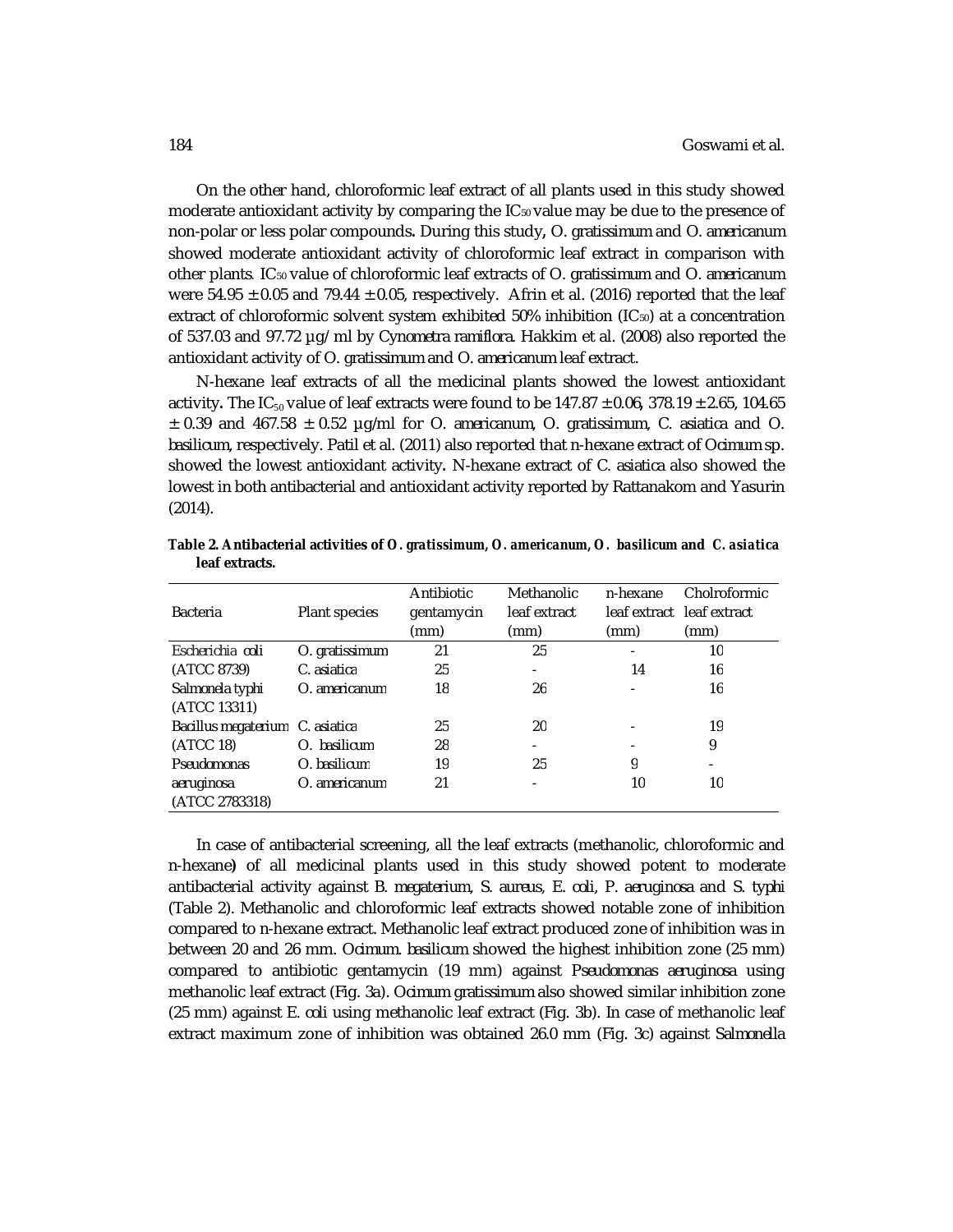On the other hand, chloroformic leaf extract of all plants used in this study showed moderate antioxidant activity by comparing the $IC_{50}$ value may be due to the presence of non-polar or less polar compounds**.** During this study**,** *O. gratissimum* and *O. americanum* showed moderate antioxidant activity of chloroformic leaf extract in comparison with other plants*.* $IC_{50}$ value of chloroformic leaf extracts of *O. gratissimum* and *O. americanum* were $54.95 \pm 0.05$ and $79.44 \pm 0.05$, respectively. Afrin et al. (2016) reported that the leaf extract of chloroformic solvent system exhibited 50% inhibition ($IC_{50}$) at a concentration of 537.03 and 97.72 µg/ml by *Cynometra ramiflora*. Hakkim et al. (2008) also reported the antioxidant activity of *O. gratissimum* and *O. americanum* leaf extract.

N-hexane leaf extracts of all the medicinal plants showed the lowest antioxidant activity**.** The $IC_{50}$ value of leaf extracts were found to be $147.87 \pm 0.06$, $378.19 \pm 2.65$, $104.65 \pm 0.39$ and $467.58 \pm 0.52$ µg/ml for *O. americanum*, *O. gratissimum*, *C. asiatica* and *O. basilicum*, respectively. Patil et al. (2011) also reported that n-hexane extract of *Ocimum* sp. showed the lowest antioxidant activity**.** N-hexane extract of *C. asiatica* also showed the lowest in both antibacterial and antioxidant activity reported by Rattanakom and Yasurin (2014).

**Table 2. Antibacterial activities of *O. gratissimum*, *O. americanum*, *O. basilicum* and *C. asiatica* leaf extracts.**

| Bacteria | Plant species | Antibiotic gentamycin (mm) | Methanolic leaf extract (mm) | n-hexane leaf extract (mm) | Cholroformic leaf extract (mm) |
|---|---|---|---|---|---|
| *Escherichia coli* (ATCC 8739) | *O. gratissimum* | 21 | 25 | - | 10 |
| | *C. asiatica* | 25 | - | 14 | 16 |
| *Salmonela typhi* (ATCC 13311) | *O. americanum* | 18 | 26 | - | 16 |
| *Bacillus megaterium* (ATCC 18) | *C. asiatica* | 25 | 20 | - | 19 |
| | *O. basilicum* | 28 | - | - | 9 |
| *Pseudomonas aeruginosa* (ATCC 2783318) | *O. basilicum* | 19 | 25 | 9 | - |
| | *O. americanum* | 21 | - | 10 | 10 |

In case of antibacterial screening, all the leaf extracts (methanolic, chloroformic and n-hexane**)** of all medicinal plants used in this study showed potent to moderate antibacterial activity against *B. megaterium*, *S. aureus*, *E. coli*, *P. aeruginosa* and *S. typhi* (Table 2). Methanolic and chloroformic leaf extracts showed notable zone of inhibition compared to n-hexane extract. Methanolic leaf extract produced zone of inhibition was in between 20 and 26 mm. *Ocimum. basilicum* showed the highest inhibition zone (25 mm) compared to antibiotic gentamycin (19 mm) against *Pseudomonas aeruginosa* using methanolic leaf extract (Fig. 3a). *Ocimum gratissimum* also showed similar inhibition zone (25 mm) against *E. coli* using methanolic leaf extract (Fig. 3b). In case of methanolic leaf extract maximum zone of inhibition was obtained 26.0 mm (Fig. 3c) against *Salmonella*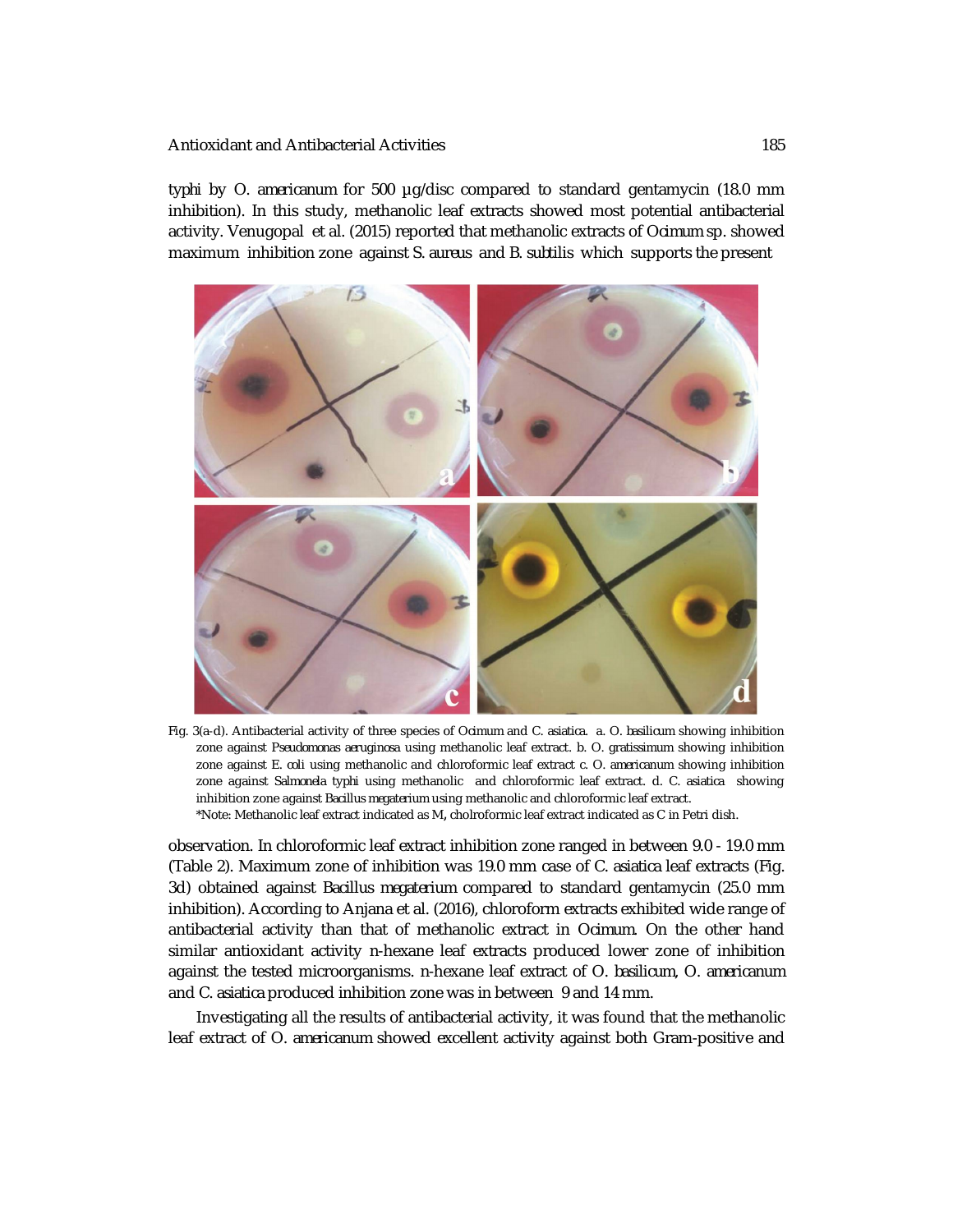typhi by O. americanum for 500 µg/disc compared to standard gentamycin (18.0 mm inhibition). In this study, methanolic leaf extracts showed most potential antibacterial activity. Venugopal et al. (2015) reported that methanolic extracts of Ocimum sp. showed maximum inhibition zone against S. aureus and B. subtilis which supports the present

Fig. 3(a-d). Antibacterial activity of three species of Ocimum and C. asiatica. a. O. basilicum showing inhibition zone against Pseudomonas aeruginosa using methanolic leaf extract. b. O. gratissimum showing inhibition zone against E. coli using methanolic and chloroformic leaf extract c. O. americanum showing inhibition zone against Salmonela typhi using methanolic and chloroformic leaf extract. d. C. asiatica showing inhibition zone against Bacillus megaterium using methanolic and chloroformic leaf extract.
*Note: Methanolic leaf extract indicated as M, cholroformic leaf extract indicated as C in Petri dish.

observation. In chloroformic leaf extract inhibition zone ranged in between 9.0 - 19.0 mm (Table 2). Maximum zone of inhibition was 19.0 mm case of C. asiatica leaf extracts (Fig. 3d) obtained against Bacillus megaterium compared to standard gentamycin (25.0 mm inhibition). According to Anjana et al. (2016), chloroform extracts exhibited wide range of antibacterial activity than that of methanolic extract in Ocimum. On the other hand similar antioxidant activity n-hexane leaf extracts produced lower zone of inhibition against the tested microorganisms. n-hexane leaf extract of O. basilicum, O. americanum and C. asiatica produced inhibition zone was in between 9 and 14 mm.

Investigating all the results of antibacterial activity, it was found that the methanolic leaf extract of O. americanum showed excellent activity against both Gram-positive and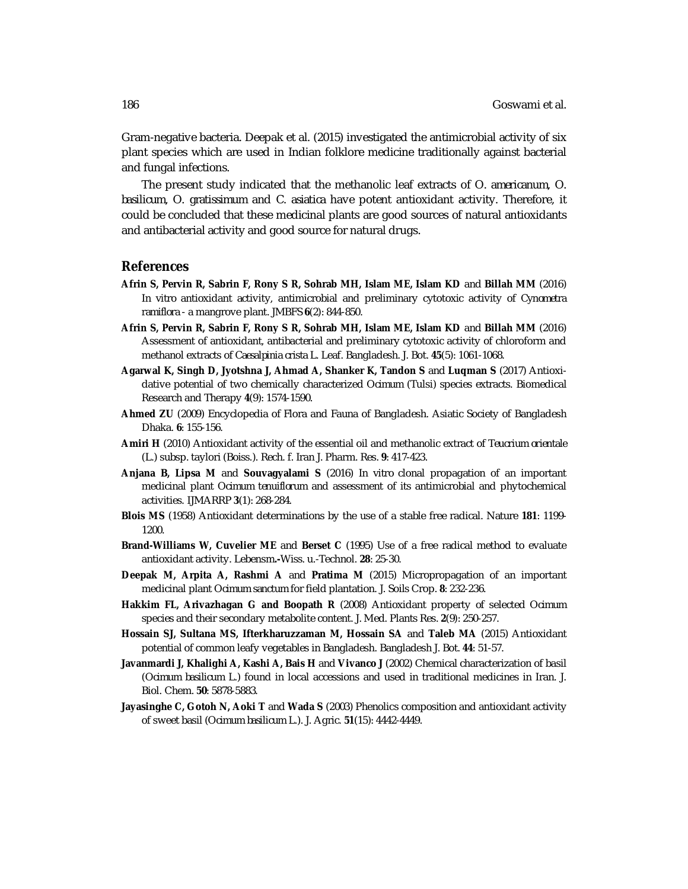Gram-negative bacteria. Deepak et al. (2015) investigated the antimicrobial activity of six plant species which are used in Indian folklore medicine traditionally against bacterial and fungal infections.

The present study indicated that the methanolic leaf extracts of *O. americanum*, *O. basilicum*, *O. gratissimum* and *C. asiatica* have potent antioxidant activity. Therefore, it could be concluded that these medicinal plants are good sources of natural antioxidants and antibacterial activity and good source for natural drugs.

## References

**Afrin S, Pervin R, Sabrin F, Rony S R, Sohrab MH, Islam ME, Islam KD** and **Billah MM** (2016) In vitro antioxidant activity, antimicrobial and preliminary cytotoxic activity of *Cynometra ramiflora* - a mangrove plant. JMBFS **6**(2): 844-850.

**Afrin S, Pervin R, Sabrin F, Rony S R, Sohrab MH, Islam ME, Islam KD** and **Billah MM** (2016) Assessment of antioxidant, antibacterial and preliminary cytotoxic activity of chloroform and methanol extracts of *Caesalpinia crista* L. Leaf. Bangladesh. J. Bot. **45**(5): 1061-1068.

**Agarwal K, Singh D, Jyotshna J, Ahmad A, Shanker K, Tandon S** and **Luqman S** (2017) Antioxidative potential of two chemically characterized *Ocimum* (Tulsi) species extracts. Biomedical Research and Therapy **4**(9): 1574-1590.

**Ahmed ZU** (2009) Encyclopedia of Flora and Fauna of Bangladesh. Asiatic Society of Bangladesh Dhaka. **6**: 155-156.

**Amiri H** (2010) Antioxidant activity of the essential oil and methanolic extract of *Teucrium orientale* (L.) subsp. taylori (Boiss.). Rech. f. Iran J. Pharm. Res. **9**: 417-423.

**Anjana B, Lipsa M** and **Souvagyalami S** (2016) In vitro clonal propagation of an important medicinal plant *Ocimum tenuiflorum* and assessment of its antimicrobial and phytochemical activities. IJMARRP **3**(1): 268-284.

**Blois MS** (1958) Antioxidant determinations by the use of a stable free radical. Nature **181**: 1199-1200.

**Brand-Williams W, Cuvelier ME** and **Berset C** (1995) Use of a free radical method to evaluate antioxidant activity. Lebensm.-Wiss. u.-Technol. **28**: 25-30.

**Deepak M, Arpita A, Rashmi A** and **Pratima M** (2015) Micropropagation of an important medicinal plant *Ocimum sanctum* for field plantation. J. Soils Crop. **8**: 232-236.

**Hakkim FL, Arivazhagan G and Boopath R** (2008) Antioxidant property of selected *Ocimum* species and their secondary metabolite content. J. Med. Plants Res. **2**(9): 250-257.

**Hossain SJ, Sultana MS, Ifterkharuzzaman M, Hossain SA** and **Taleb MA** (2015) Antioxidant potential of common leafy vegetables in Bangladesh. Bangladesh J. Bot. **44**: 51-57.

**Javanmardi J, Khalighi A, Kashi A, Bais H** and **Vivanco J** (2002) Chemical characterization of basil (*Ocimum basilicum* L.) found in local accessions and used in traditional medicines in Iran. J. Biol. Chem. **50**: 5878-5883.

**Jayasinghe C, Gotoh N, Aoki T** and **Wada S** (2003) Phenolics composition and antioxidant activity of sweet basil (*Ocimum basilicum* L.). J. Agric. **51**(15): 4442-4449.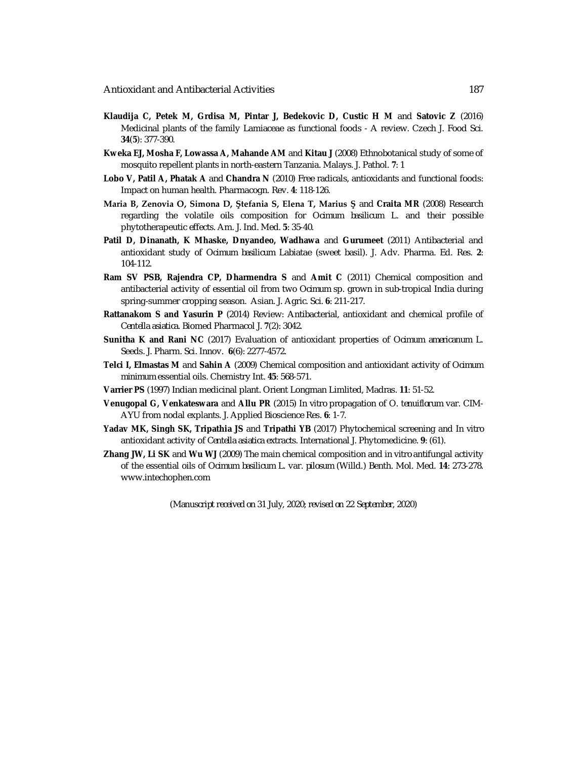**Klaudija C, Petek M, Grdisa M, Pintar J, Bedekovic D, Custic H M** and **Satovic Z** (2016) Medicinal plants of the family Lamiaceae as functional foods - A review. Czech J. Food Sci. **34**(**5**): 377-390.

**Kweka EJ, Mosha F, Lowassa A, Mahande AM** and **Kitau J** (2008) Ethnobotanical study of some of mosquito repellent plants in north-eastern Tanzania. Malays. J. Pathol. **7**: 1

**Lobo V, Patil A, Phatak A** and **Chandra N** (2010) Free radicals, antioxidants and functional foods: Impact on human health. Pharmacogn. Rev. **4**: 118-126.

**Maria B, Zenovia O, Simona D, Ştefania S, Elena T, Marius Ş** and **Craita MR** (2008) Research regarding the volatile oils composition for *Ocimum basilicum* L. and their possible phytotherapeutic effects. Am. J. Ind. Med. **5**: 35-40.

**Patil D, Dinanath, K Mhaske, Dnyandeo, Wadhawa** and **Gurumeet** (2011) Antibacterial and antioxidant study of *Ocimum basilicum* Labiatae (sweet basil). J. Adv. Pharma. Ed. Res. **2**: 104-112.

**Ram SV PSB, Rajendra CP, Dharmendra S** and **Amit C** (2011) Chemical composition and antibacterial activity of essential oil from two *Ocimum* sp. grown in sub-tropical India during spring-summer cropping season. Asian. J. Agric. Sci. **6**: 211-217.

**Rattanakom S and Yasurin P** (2014) Review: Antibacterial, antioxidant and chemical profile of *Centella asiatica*. Biomed Pharmacol J. **7**(2): 3042.

**Sunitha K and Rani NC** (2017) Evaluation of antioxidant properties of *Ocimum americanum* L. Seeds. J. Pharm. Sci. Innov. **6**(6): 2277-4572.

**Telci I, Elmastas M** and **Sahin A** (2009) Chemical composition and antioxidant activity of *Ocimum minimum* essential oils. Chemistry Int. **45**: 568-571.

**Varrier PS** (1997) Indian medicinal plant. Orient Longman Limlited, Madras. **11**: 51-52.

**Venugopal G, Venkateswara** and **Allu PR** (2015) In vitro propagation of *O. tenuiflorum* var. CIM-AYU from nodal explants. J. Applied Bioscience Res. **6**: 1-7.

**Yadav MK, Singh SK, Tripathia JS** and **Tripathi YB** (2017) Phytochemical screening and In vitro antioxidant activity of *Centella asiatica* extracts. International J. Phytomedicine. **9**: (61).

**Zhang JW, Li SK** and **Wu WJ** (2009) The main chemical composition and in vitro antifungal activity of the essential oils of *Ocimum basilicum* L. var. *pilosum* (Willd.) Benth. Mol. Med. **14**: 273-278. www.intechophen.com

*(Manuscript received on 31 July, 2020; revised on 22 September, 2020)*